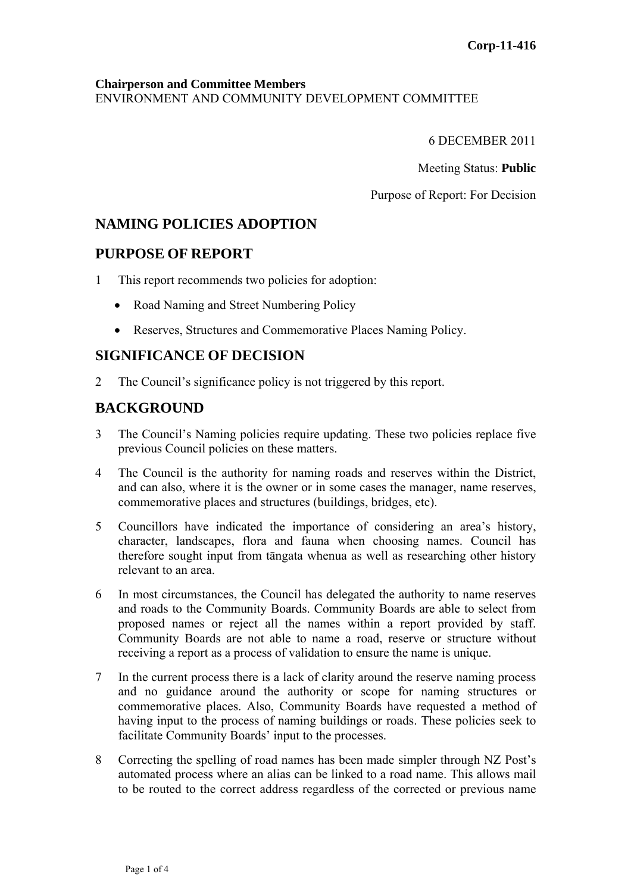**Corp-11-416**

**Chairperson and Committee Members**
ENVIRONMENT AND COMMUNITY DEVELOPMENT COMMITTEE

6 DECEMBER 2011

Meeting Status: **Public**

Purpose of Report: For Decision

## NAMING POLICIES ADOPTION

## PURPOSE OF REPORT

1 This report recommends two policies for adoption:

- Road Naming and Street Numbering Policy
- Reserves, Structures and Commemorative Places Naming Policy.

## SIGNIFICANCE OF DECISION

2 The Council's significance policy is not triggered by this report.

## BACKGROUND

3 The Council's Naming policies require updating. These two policies replace five previous Council policies on these matters.

4 The Council is the authority for naming roads and reserves within the District, and can also, where it is the owner or in some cases the manager, name reserves, commemorative places and structures (buildings, bridges, etc).

5 Councillors have indicated the importance of considering an area's history, character, landscapes, flora and fauna when choosing names. Council has therefore sought input from tāngata whenua as well as researching other history relevant to an area.

6 In most circumstances, the Council has delegated the authority to name reserves and roads to the Community Boards. Community Boards are able to select from proposed names or reject all the names within a report provided by staff. Community Boards are not able to name a road, reserve or structure without receiving a report as a process of validation to ensure the name is unique.

7 In the current process there is a lack of clarity around the reserve naming process and no guidance around the authority or scope for naming structures or commemorative places. Also, Community Boards have requested a method of having input to the process of naming buildings or roads. These policies seek to facilitate Community Boards' input to the processes.

8 Correcting the spelling of road names has been made simpler through NZ Post's automated process where an alias can be linked to a road name. This allows mail to be routed to the correct address regardless of the corrected or previous name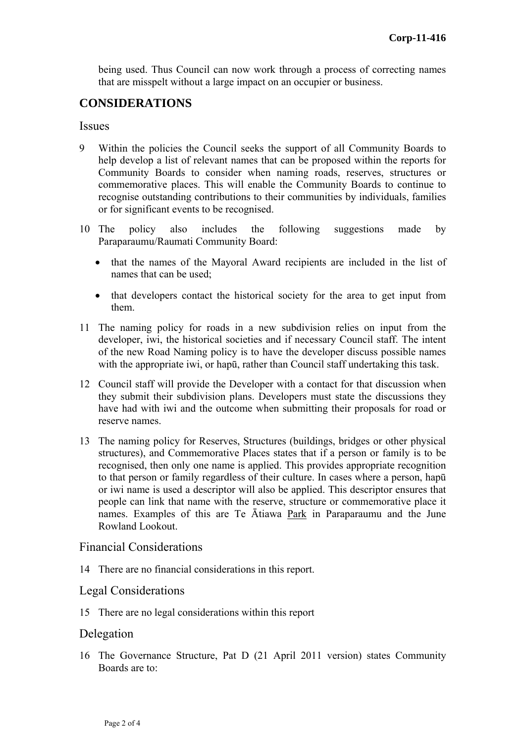being used. Thus Council can now work through a process of correcting names that are misspelt without a large impact on an occupier or business.

## CONSIDERATIONS

### Issues

9 Within the policies the Council seeks the support of all Community Boards to help develop a list of relevant names that can be proposed within the reports for Community Boards to consider when naming roads, reserves, structures or commemorative places. This will enable the Community Boards to continue to recognise outstanding contributions to their communities by individuals, families or for significant events to be recognised.

10 The policy also includes the following suggestions made by Paraparaumu/Raumati Community Board:

- that the names of the Mayoral Award recipients are included in the list of names that can be used;
- that developers contact the historical society for the area to get input from them.

11 The naming policy for roads in a new subdivision relies on input from the developer, iwi, the historical societies and if necessary Council staff. The intent of the new Road Naming policy is to have the developer discuss possible names with the appropriate iwi, or hapū, rather than Council staff undertaking this task.

12 Council staff will provide the Developer with a contact for that discussion when they submit their subdivision plans. Developers must state the discussions they have had with iwi and the outcome when submitting their proposals for road or reserve names.

13 The naming policy for Reserves, Structures (buildings, bridges or other physical structures), and Commemorative Places states that if a person or family is to be recognised, then only one name is applied. This provides appropriate recognition to that person or family regardless of their culture. In cases where a person, hapū or iwi name is used a descriptor will also be applied. This descriptor ensures that people can link that name with the reserve, structure or commemorative place it names. Examples of this are Te Ātiawa Park in Paraparaumu and the June Rowland Lookout.

### Financial Considerations

14 There are no financial considerations in this report.

### Legal Considerations

15 There are no legal considerations within this report

### Delegation

16 The Governance Structure, Pat D (21 April 2011 version) states Community Boards are to: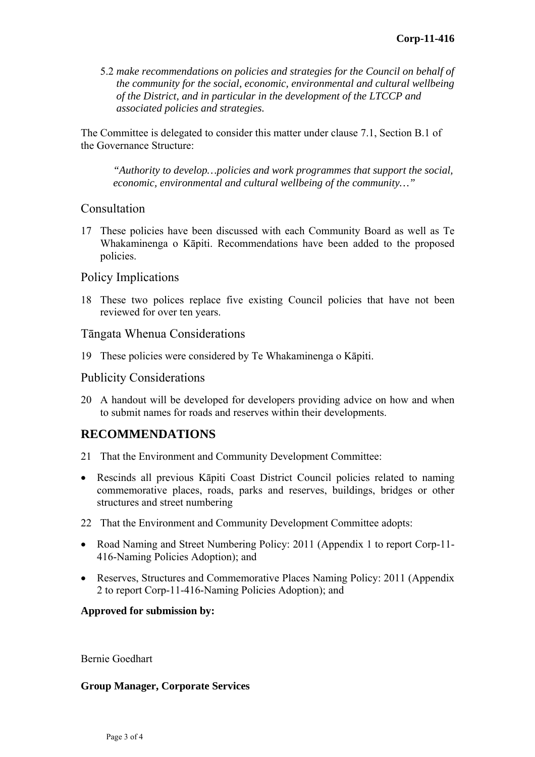5.2 *make recommendations on policies and strategies for the Council on behalf of the community for the social, economic, environmental and cultural wellbeing of the District, and in particular in the development of the LTCCP and associated policies and strategies.*

The Committee is delegated to consider this matter under clause 7.1, Section B.1 of the Governance Structure:

> *"Authority to develop…policies and work programmes that support the social, economic, environmental and cultural wellbeing of the community…"*

## Consultation

17 These policies have been discussed with each Community Board as well as Te Whakaminenga o Kāpiti. Recommendations have been added to the proposed policies.

## Policy Implications

18 These two polices replace five existing Council policies that have not been reviewed for over ten years.

## Tāngata Whenua Considerations

19 These policies were considered by Te Whakaminenga o Kāpiti.

## Publicity Considerations

20 A handout will be developed for developers providing advice on how and when to submit names for roads and reserves within their developments.

## RECOMMENDATIONS

21 That the Environment and Community Development Committee:

- Rescinds all previous Kāpiti Coast District Council policies related to naming commemorative places, roads, parks and reserves, buildings, bridges or other structures and street numbering

22 That the Environment and Community Development Committee adopts:

- Road Naming and Street Numbering Policy: 2011 (Appendix 1 to report Corp-11-416-Naming Policies Adoption); and
- Reserves, Structures and Commemorative Places Naming Policy: 2011 (Appendix 2 to report Corp-11-416-Naming Policies Adoption); and

**Approved for submission by:**

Bernie Goedhart

**Group Manager, Corporate Services**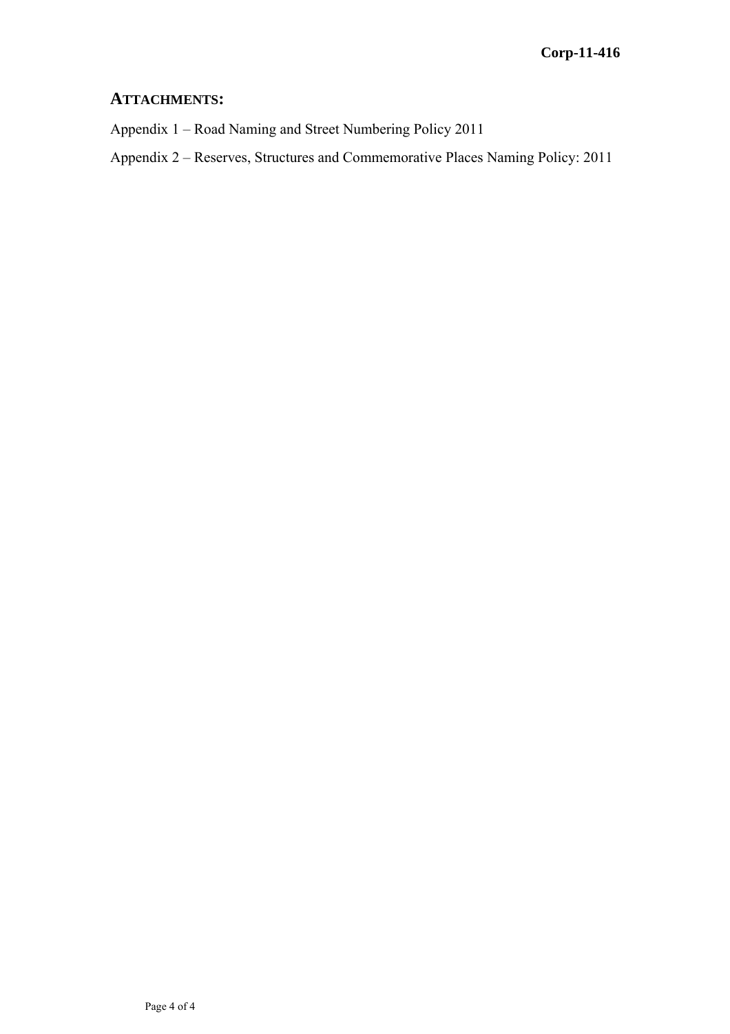## ATTACHMENTS:

Appendix 1 – Road Naming and Street Numbering Policy 2011

Appendix 2 – Reserves, Structures and Commemorative Places Naming Policy: 2011